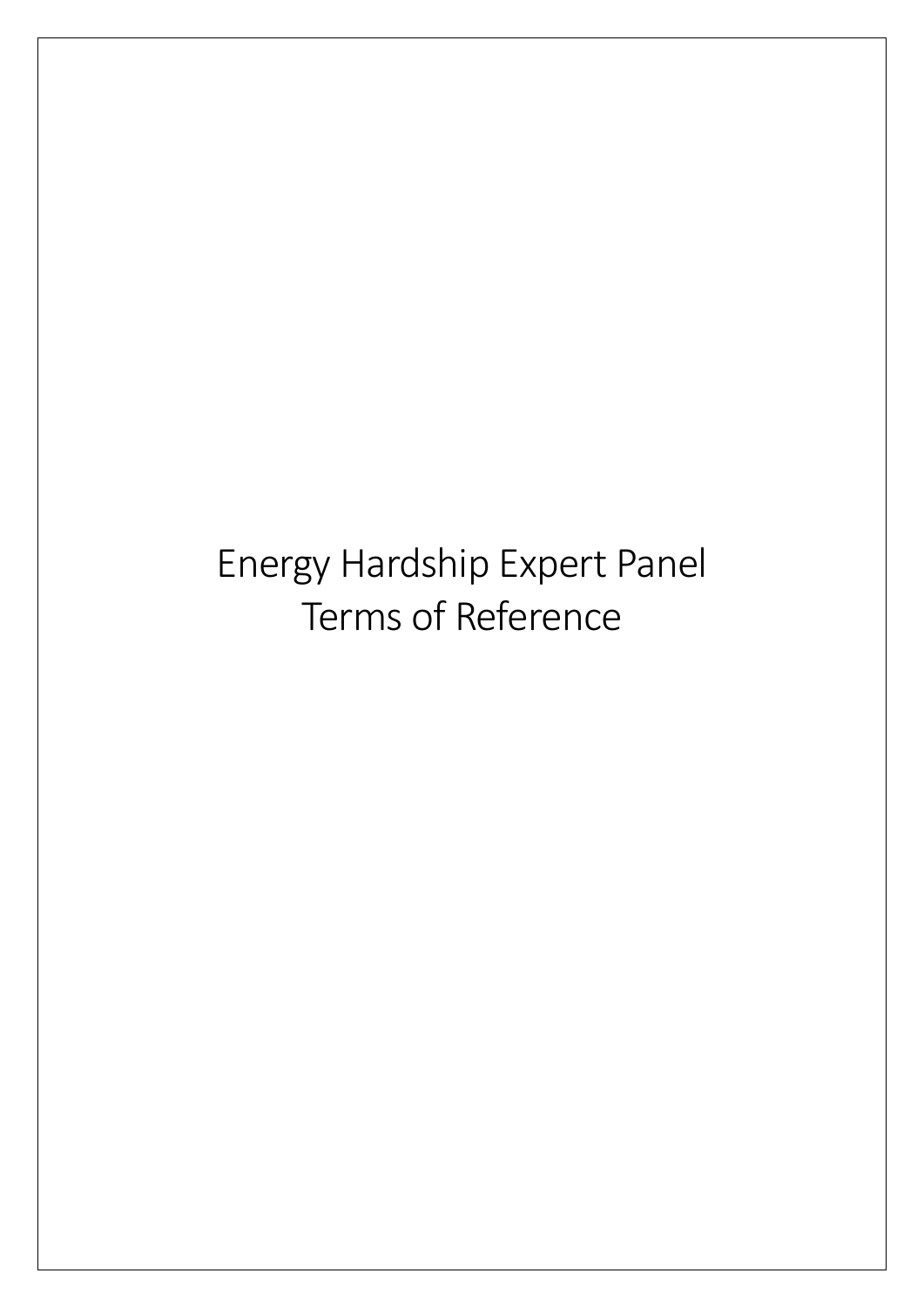# Energy Hardship Expert Panel
# Terms of Reference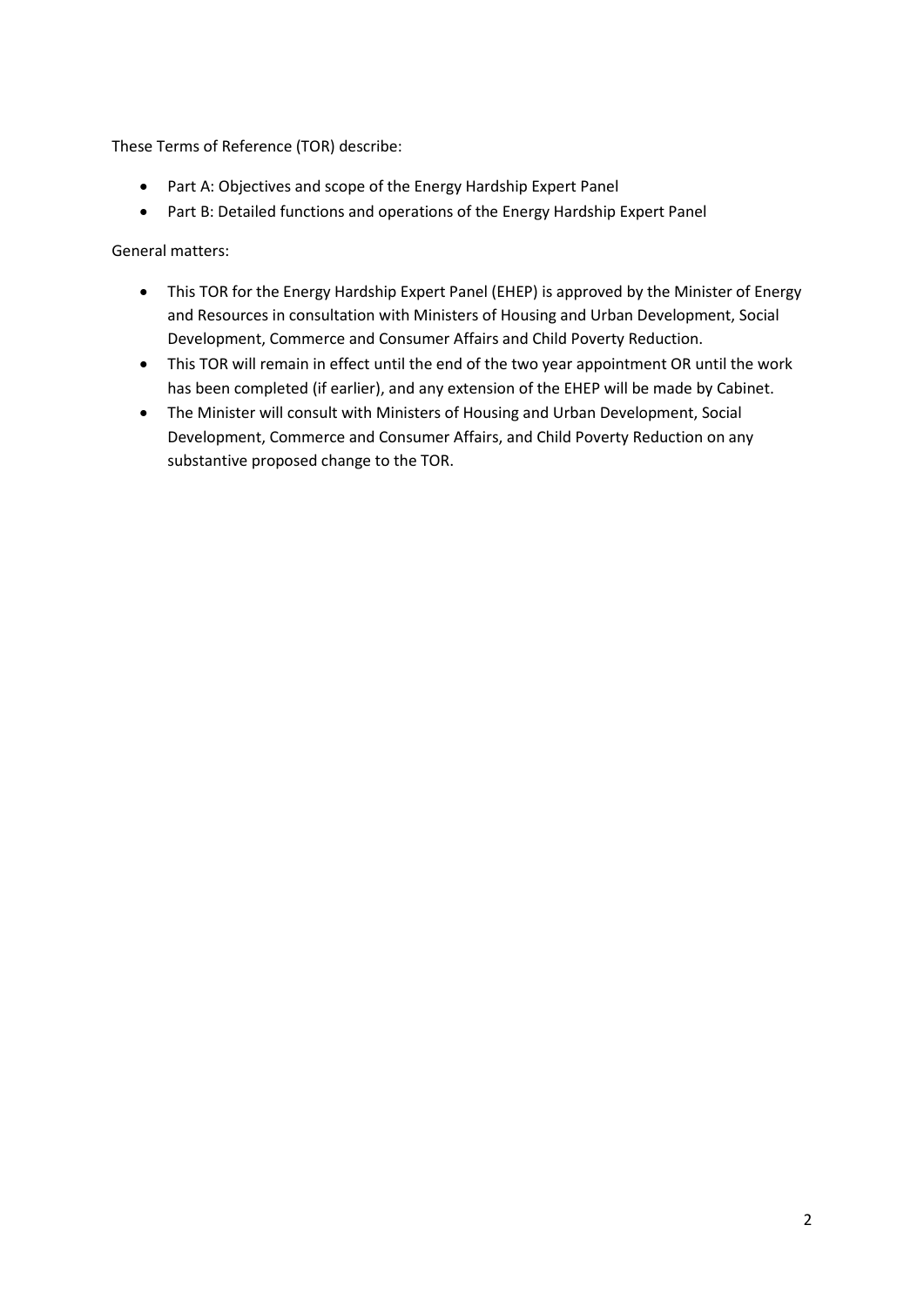These Terms of Reference (TOR) describe:

- Part A: Objectives and scope of the Energy Hardship Expert Panel
- Part B: Detailed functions and operations of the Energy Hardship Expert Panel

General matters:

- This TOR for the Energy Hardship Expert Panel (EHEP) is approved by the Minister of Energy and Resources in consultation with Ministers of Housing and Urban Development, Social Development, Commerce and Consumer Affairs and Child Poverty Reduction.
- This TOR will remain in effect until the end of the two year appointment OR until the work has been completed (if earlier), and any extension of the EHEP will be made by Cabinet.
- The Minister will consult with Ministers of Housing and Urban Development, Social Development, Commerce and Consumer Affairs, and Child Poverty Reduction on any substantive proposed change to the TOR.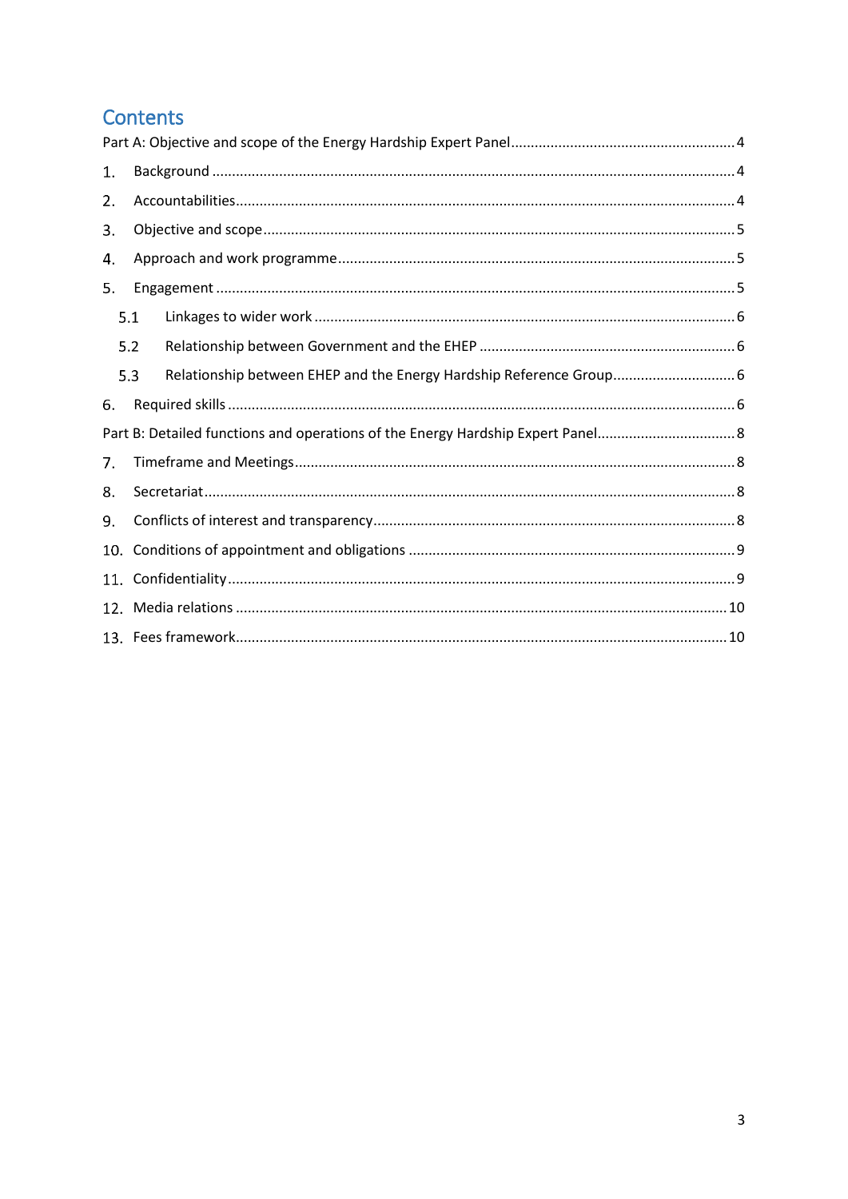# Contents

Part A: Objective and scope of the Energy Hardship Expert Panel ........ 4

1. Background ........ 4
2. Accountabilities ........ 4
3. Objective and scope ........ 5
4. Approach and work programme ........ 5
5. Engagement ........ 5
   - 5.1 Linkages to wider work ........ 6
   - 5.2 Relationship between Government and the EHEP ........ 6
   - 5.3 Relationship between EHEP and the Energy Hardship Reference Group ........ 6
6. Required skills ........ 6

Part B: Detailed functions and operations of the Energy Hardship Expert Panel ........ 8

7. Timeframe and Meetings ........ 8
8. Secretariat ........ 8
9. Conflicts of interest and transparency ........ 8
10. Conditions of appointment and obligations ........ 9
11. Confidentiality ........ 9
12. Media relations ........ 10
13. Fees framework ........ 10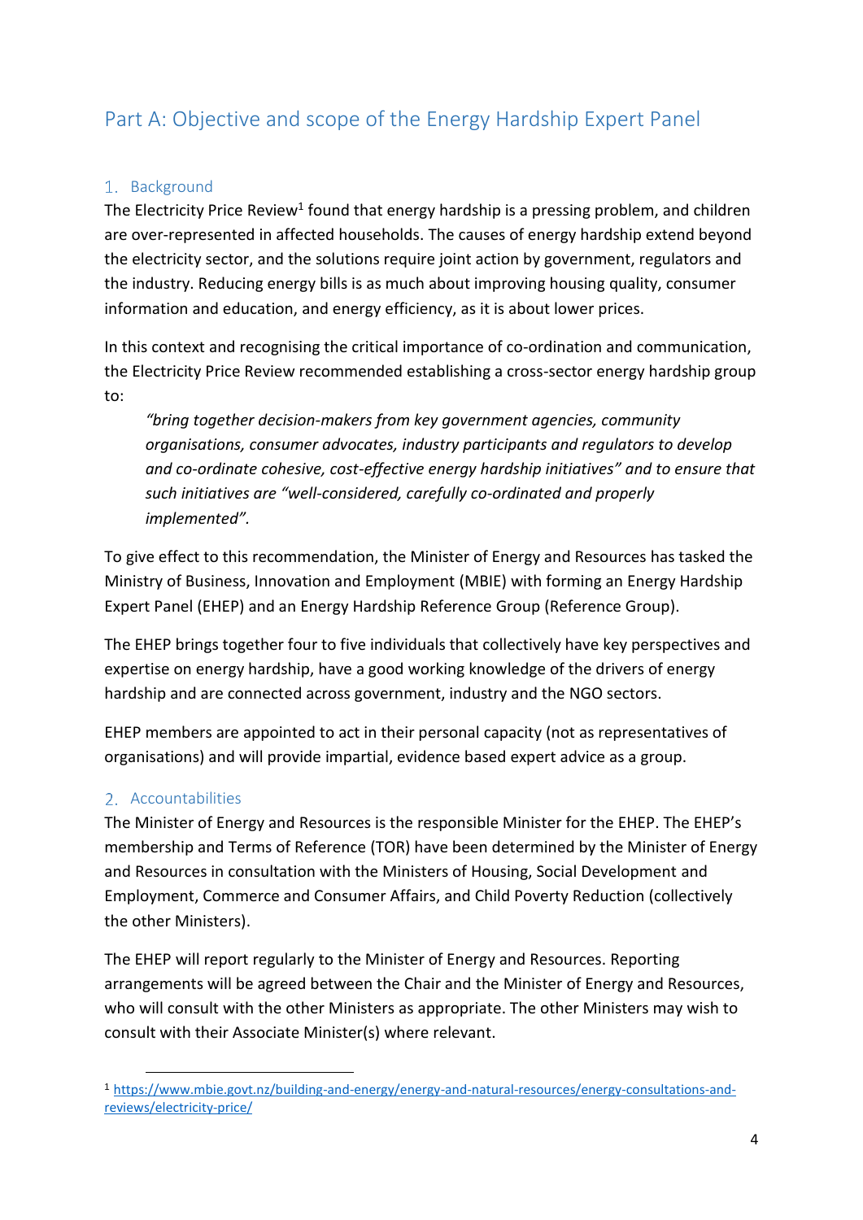# Part A: Objective and scope of the Energy Hardship Expert Panel

## 1. Background

The Electricity Price Review[1] found that energy hardship is a pressing problem, and children are over-represented in affected households. The causes of energy hardship extend beyond the electricity sector, and the solutions require joint action by government, regulators and the industry. Reducing energy bills is as much about improving housing quality, consumer information and education, and energy efficiency, as it is about lower prices.

In this context and recognising the critical importance of co-ordination and communication, the Electricity Price Review recommended establishing a cross-sector energy hardship group to:

> *"bring together decision-makers from key government agencies, community organisations, consumer advocates, industry participants and regulators to develop and co-ordinate cohesive, cost-effective energy hardship initiatives" and to ensure that such initiatives are "well-considered, carefully co-ordinated and properly implemented".*

To give effect to this recommendation, the Minister of Energy and Resources has tasked the Ministry of Business, Innovation and Employment (MBIE) with forming an Energy Hardship Expert Panel (EHEP) and an Energy Hardship Reference Group (Reference Group).

The EHEP brings together four to five individuals that collectively have key perspectives and expertise on energy hardship, have a good working knowledge of the drivers of energy hardship and are connected across government, industry and the NGO sectors.

EHEP members are appointed to act in their personal capacity (not as representatives of organisations) and will provide impartial, evidence based expert advice as a group.

## 2. Accountabilities

The Minister of Energy and Resources is the responsible Minister for the EHEP. The EHEP's membership and Terms of Reference (TOR) have been determined by the Minister of Energy and Resources in consultation with the Ministers of Housing, Social Development and Employment, Commerce and Consumer Affairs, and Child Poverty Reduction (collectively the other Ministers).

The EHEP will report regularly to the Minister of Energy and Resources. Reporting arrangements will be agreed between the Chair and the Minister of Energy and Resources, who will consult with the other Ministers as appropriate. The other Ministers may wish to consult with their Associate Minister(s) where relevant.

[1] https://www.mbie.govt.nz/building-and-energy/energy-and-natural-resources/energy-consultations-and-reviews/electricity-price/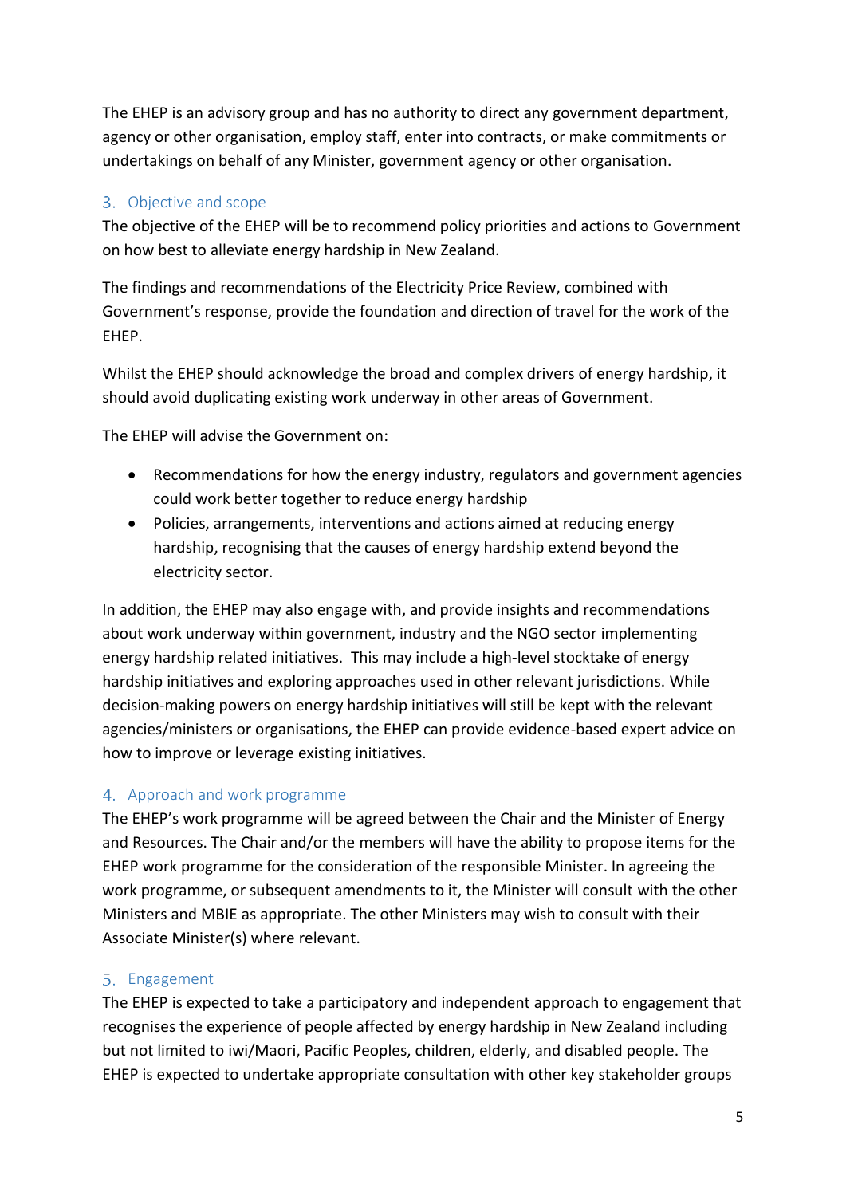The EHEP is an advisory group and has no authority to direct any government department, agency or other organisation, employ staff, enter into contracts, or make commitments or undertakings on behalf of any Minister, government agency or other organisation.

## 3. Objective and scope

The objective of the EHEP will be to recommend policy priorities and actions to Government on how best to alleviate energy hardship in New Zealand.

The findings and recommendations of the Electricity Price Review, combined with Government's response, provide the foundation and direction of travel for the work of the EHEP.

Whilst the EHEP should acknowledge the broad and complex drivers of energy hardship, it should avoid duplicating existing work underway in other areas of Government.

The EHEP will advise the Government on:

- Recommendations for how the energy industry, regulators and government agencies could work better together to reduce energy hardship
- Policies, arrangements, interventions and actions aimed at reducing energy hardship, recognising that the causes of energy hardship extend beyond the electricity sector.

In addition, the EHEP may also engage with, and provide insights and recommendations about work underway within government, industry and the NGO sector implementing energy hardship related initiatives. This may include a high-level stocktake of energy hardship initiatives and exploring approaches used in other relevant jurisdictions. While decision-making powers on energy hardship initiatives will still be kept with the relevant agencies/ministers or organisations, the EHEP can provide evidence-based expert advice on how to improve or leverage existing initiatives.

## 4. Approach and work programme

The EHEP's work programme will be agreed between the Chair and the Minister of Energy and Resources. The Chair and/or the members will have the ability to propose items for the EHEP work programme for the consideration of the responsible Minister. In agreeing the work programme, or subsequent amendments to it, the Minister will consult with the other Ministers and MBIE as appropriate. The other Ministers may wish to consult with their Associate Minister(s) where relevant.

## 5. Engagement

The EHEP is expected to take a participatory and independent approach to engagement that recognises the experience of people affected by energy hardship in New Zealand including but not limited to iwi/Maori, Pacific Peoples, children, elderly, and disabled people. The EHEP is expected to undertake appropriate consultation with other key stakeholder groups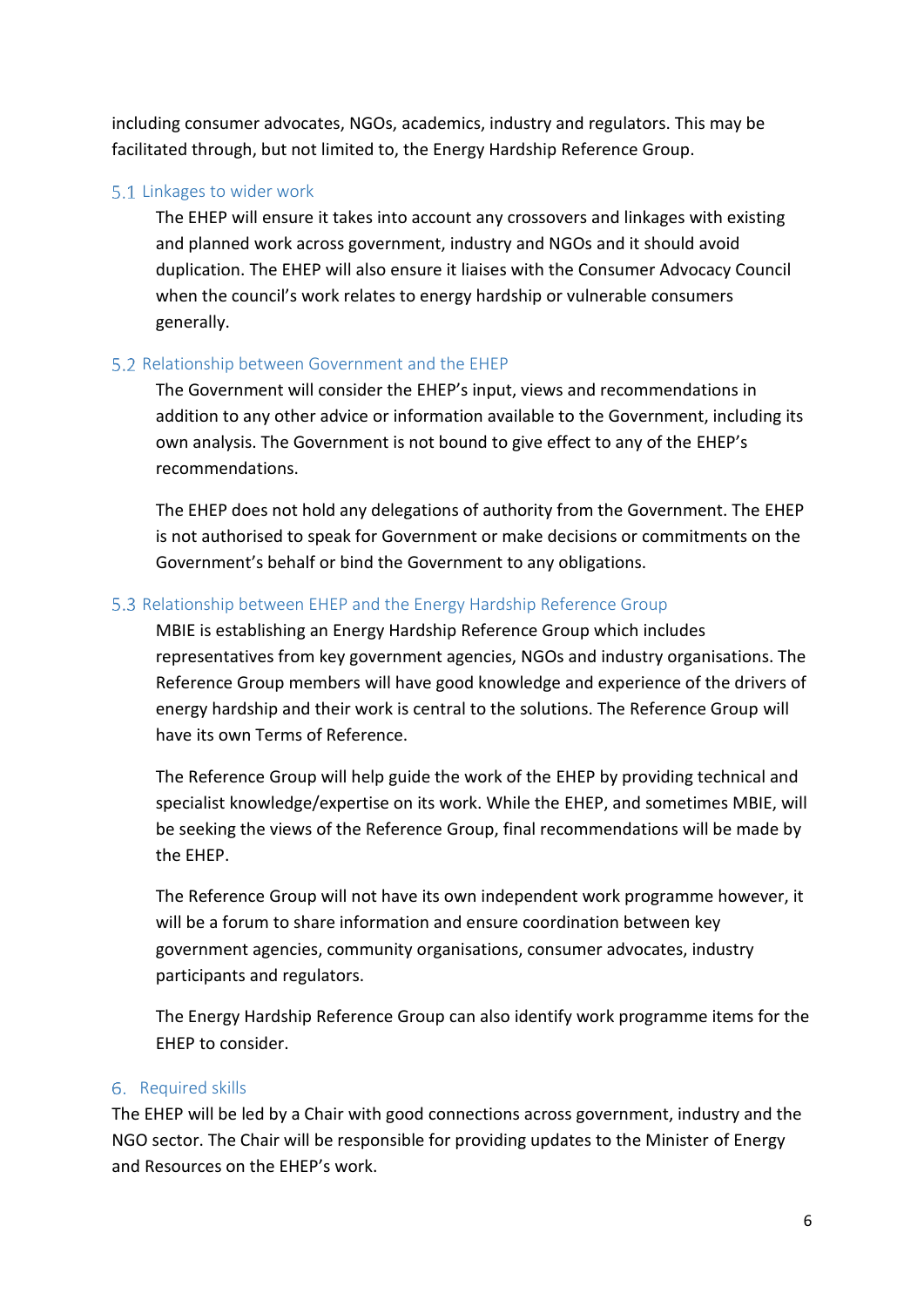including consumer advocates, NGOs, academics, industry and regulators. This may be facilitated through, but not limited to, the Energy Hardship Reference Group.

### 5.1 Linkages to wider work

The EHEP will ensure it takes into account any crossovers and linkages with existing and planned work across government, industry and NGOs and it should avoid duplication. The EHEP will also ensure it liaises with the Consumer Advocacy Council when the council's work relates to energy hardship or vulnerable consumers generally.

### 5.2 Relationship between Government and the EHEP

The Government will consider the EHEP's input, views and recommendations in addition to any other advice or information available to the Government, including its own analysis. The Government is not bound to give effect to any of the EHEP's recommendations.

The EHEP does not hold any delegations of authority from the Government. The EHEP is not authorised to speak for Government or make decisions or commitments on the Government's behalf or bind the Government to any obligations.

### 5.3 Relationship between EHEP and the Energy Hardship Reference Group

MBIE is establishing an Energy Hardship Reference Group which includes representatives from key government agencies, NGOs and industry organisations. The Reference Group members will have good knowledge and experience of the drivers of energy hardship and their work is central to the solutions. The Reference Group will have its own Terms of Reference.

The Reference Group will help guide the work of the EHEP by providing technical and specialist knowledge/expertise on its work. While the EHEP, and sometimes MBIE, will be seeking the views of the Reference Group, final recommendations will be made by the EHEP.

The Reference Group will not have its own independent work programme however, it will be a forum to share information and ensure coordination between key government agencies, community organisations, consumer advocates, industry participants and regulators.

The Energy Hardship Reference Group can also identify work programme items for the EHEP to consider.

## 6. Required skills

The EHEP will be led by a Chair with good connections across government, industry and the NGO sector. The Chair will be responsible for providing updates to the Minister of Energy and Resources on the EHEP's work.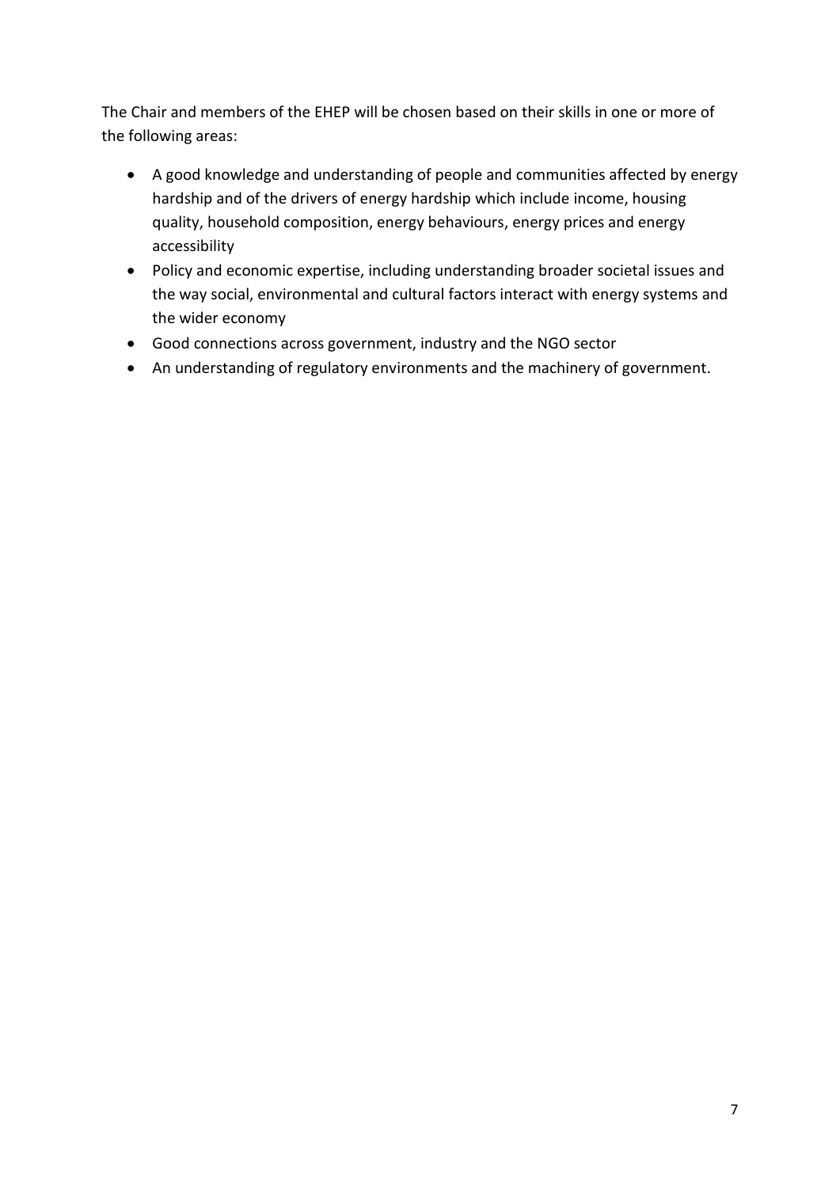The Chair and members of the EHEP will be chosen based on their skills in one or more of the following areas:

- A good knowledge and understanding of people and communities affected by energy hardship and of the drivers of energy hardship which include income, housing quality, household composition, energy behaviours, energy prices and energy accessibility
- Policy and economic expertise, including understanding broader societal issues and the way social, environmental and cultural factors interact with energy systems and the wider economy
- Good connections across government, industry and the NGO sector
- An understanding of regulatory environments and the machinery of government.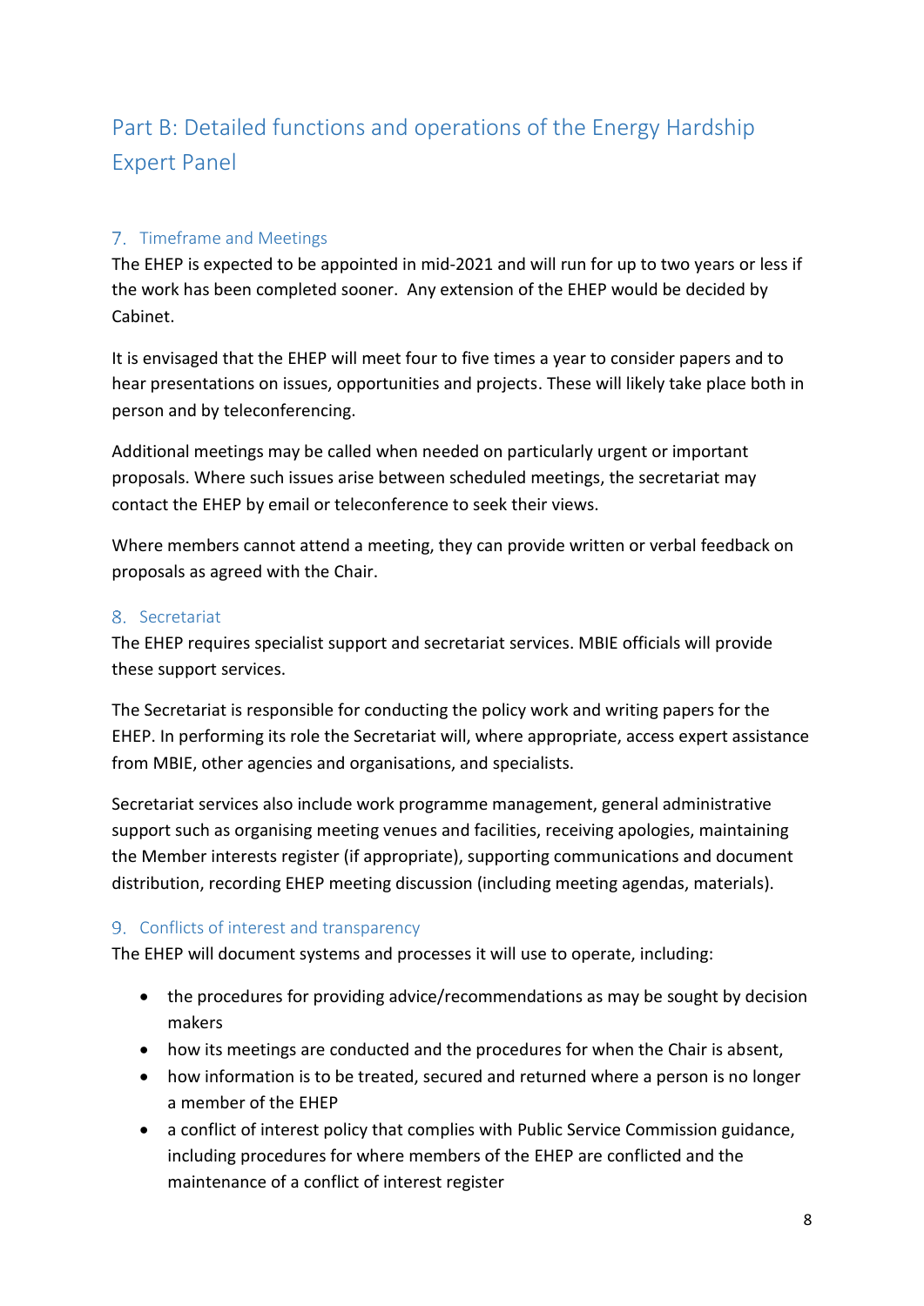# Part B: Detailed functions and operations of the Energy Hardship Expert Panel

## 7. Timeframe and Meetings

The EHEP is expected to be appointed in mid-2021 and will run for up to two years or less if the work has been completed sooner. Any extension of the EHEP would be decided by Cabinet.

It is envisaged that the EHEP will meet four to five times a year to consider papers and to hear presentations on issues, opportunities and projects. These will likely take place both in person and by teleconferencing.

Additional meetings may be called when needed on particularly urgent or important proposals. Where such issues arise between scheduled meetings, the secretariat may contact the EHEP by email or teleconference to seek their views.

Where members cannot attend a meeting, they can provide written or verbal feedback on proposals as agreed with the Chair.

## 8. Secretariat

The EHEP requires specialist support and secretariat services. MBIE officials will provide these support services.

The Secretariat is responsible for conducting the policy work and writing papers for the EHEP. In performing its role the Secretariat will, where appropriate, access expert assistance from MBIE, other agencies and organisations, and specialists.

Secretariat services also include work programme management, general administrative support such as organising meeting venues and facilities, receiving apologies, maintaining the Member interests register (if appropriate), supporting communications and document distribution, recording EHEP meeting discussion (including meeting agendas, materials).

## 9. Conflicts of interest and transparency

The EHEP will document systems and processes it will use to operate, including:

- the procedures for providing advice/recommendations as may be sought by decision makers
- how its meetings are conducted and the procedures for when the Chair is absent,
- how information is to be treated, secured and returned where a person is no longer a member of the EHEP
- a conflict of interest policy that complies with Public Service Commission guidance, including procedures for where members of the EHEP are conflicted and the maintenance of a conflict of interest register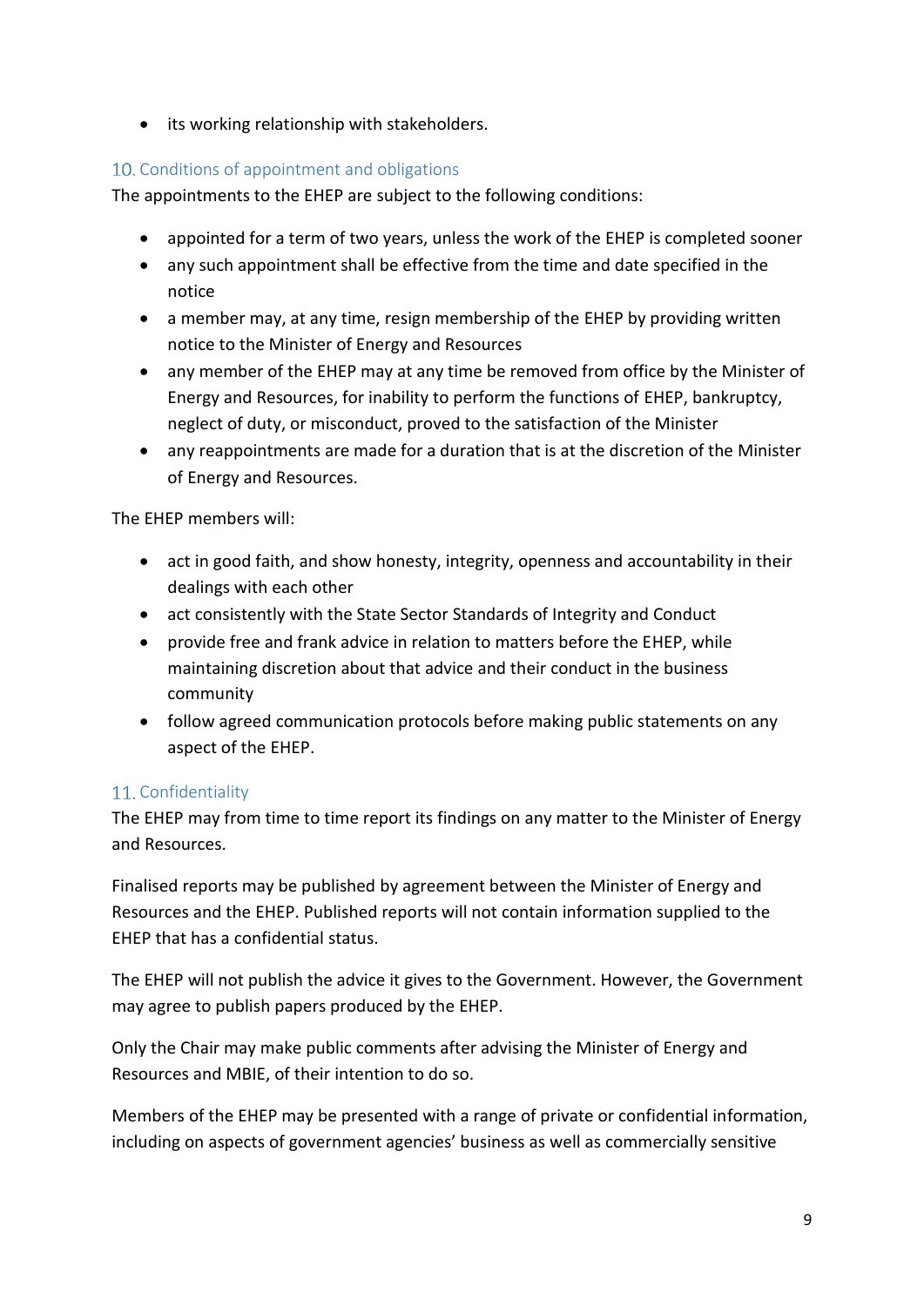- its working relationship with stakeholders.

## 10. Conditions of appointment and obligations

The appointments to the EHEP are subject to the following conditions:

- appointed for a term of two years, unless the work of the EHEP is completed sooner
- any such appointment shall be effective from the time and date specified in the notice
- a member may, at any time, resign membership of the EHEP by providing written notice to the Minister of Energy and Resources
- any member of the EHEP may at any time be removed from office by the Minister of Energy and Resources, for inability to perform the functions of EHEP, bankruptcy, neglect of duty, or misconduct, proved to the satisfaction of the Minister
- any reappointments are made for a duration that is at the discretion of the Minister of Energy and Resources.

The EHEP members will:

- act in good faith, and show honesty, integrity, openness and accountability in their dealings with each other
- act consistently with the State Sector Standards of Integrity and Conduct
- provide free and frank advice in relation to matters before the EHEP, while maintaining discretion about that advice and their conduct in the business community
- follow agreed communication protocols before making public statements on any aspect of the EHEP.

## 11. Confidentiality

The EHEP may from time to time report its findings on any matter to the Minister of Energy and Resources.

Finalised reports may be published by agreement between the Minister of Energy and Resources and the EHEP. Published reports will not contain information supplied to the EHEP that has a confidential status.

The EHEP will not publish the advice it gives to the Government. However, the Government may agree to publish papers produced by the EHEP.

Only the Chair may make public comments after advising the Minister of Energy and Resources and MBIE, of their intention to do so.

Members of the EHEP may be presented with a range of private or confidential information, including on aspects of government agencies' business as well as commercially sensitive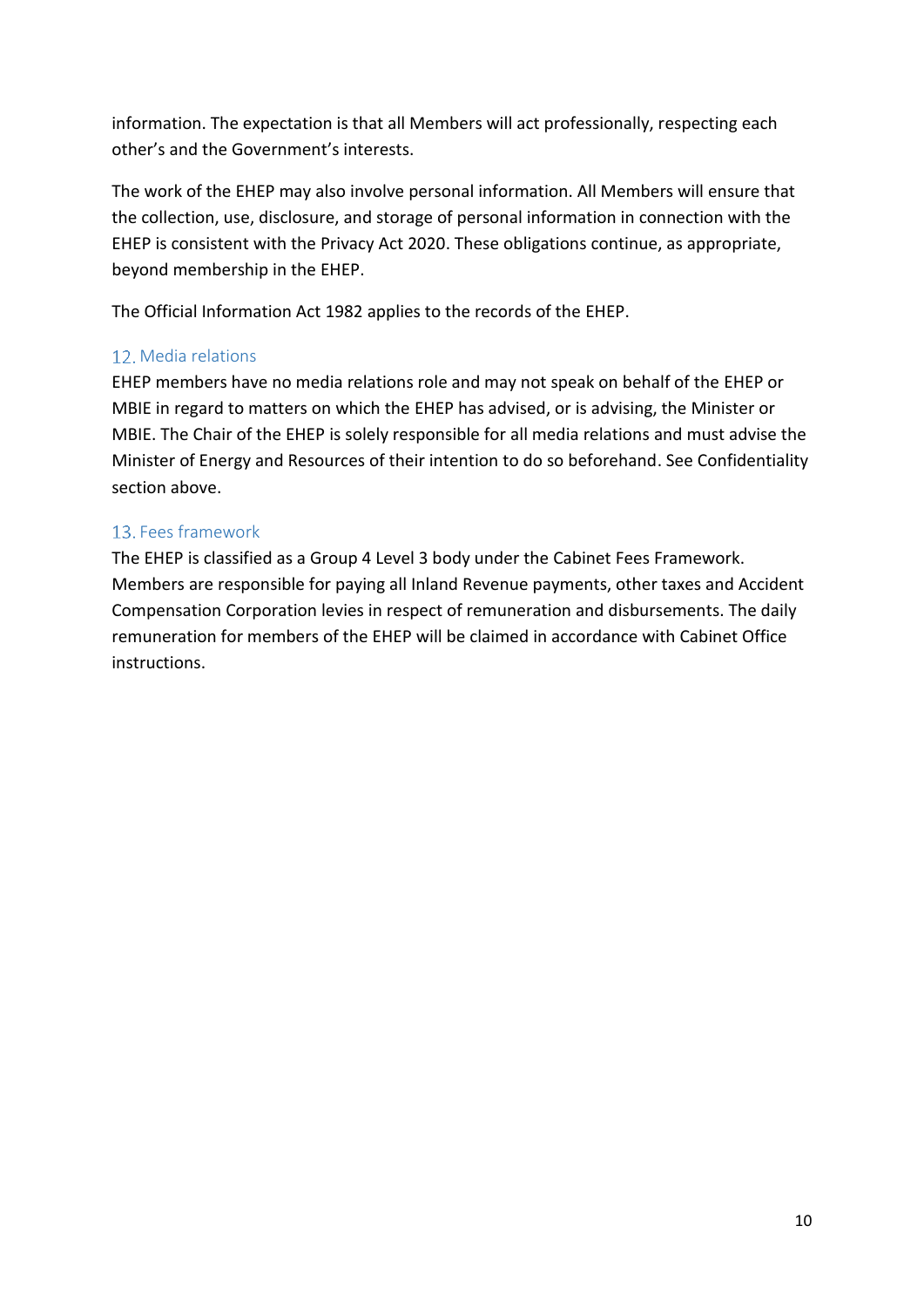information. The expectation is that all Members will act professionally, respecting each other's and the Government's interests.

The work of the EHEP may also involve personal information. All Members will ensure that the collection, use, disclosure, and storage of personal information in connection with the EHEP is consistent with the Privacy Act 2020. These obligations continue, as appropriate, beyond membership in the EHEP.

The Official Information Act 1982 applies to the records of the EHEP.

## 12. Media relations

EHEP members have no media relations role and may not speak on behalf of the EHEP or MBIE in regard to matters on which the EHEP has advised, or is advising, the Minister or MBIE. The Chair of the EHEP is solely responsible for all media relations and must advise the Minister of Energy and Resources of their intention to do so beforehand. See Confidentiality section above.

## 13. Fees framework

The EHEP is classified as a Group 4 Level 3 body under the Cabinet Fees Framework. Members are responsible for paying all Inland Revenue payments, other taxes and Accident Compensation Corporation levies in respect of remuneration and disbursements. The daily remuneration for members of the EHEP will be claimed in accordance with Cabinet Office instructions.